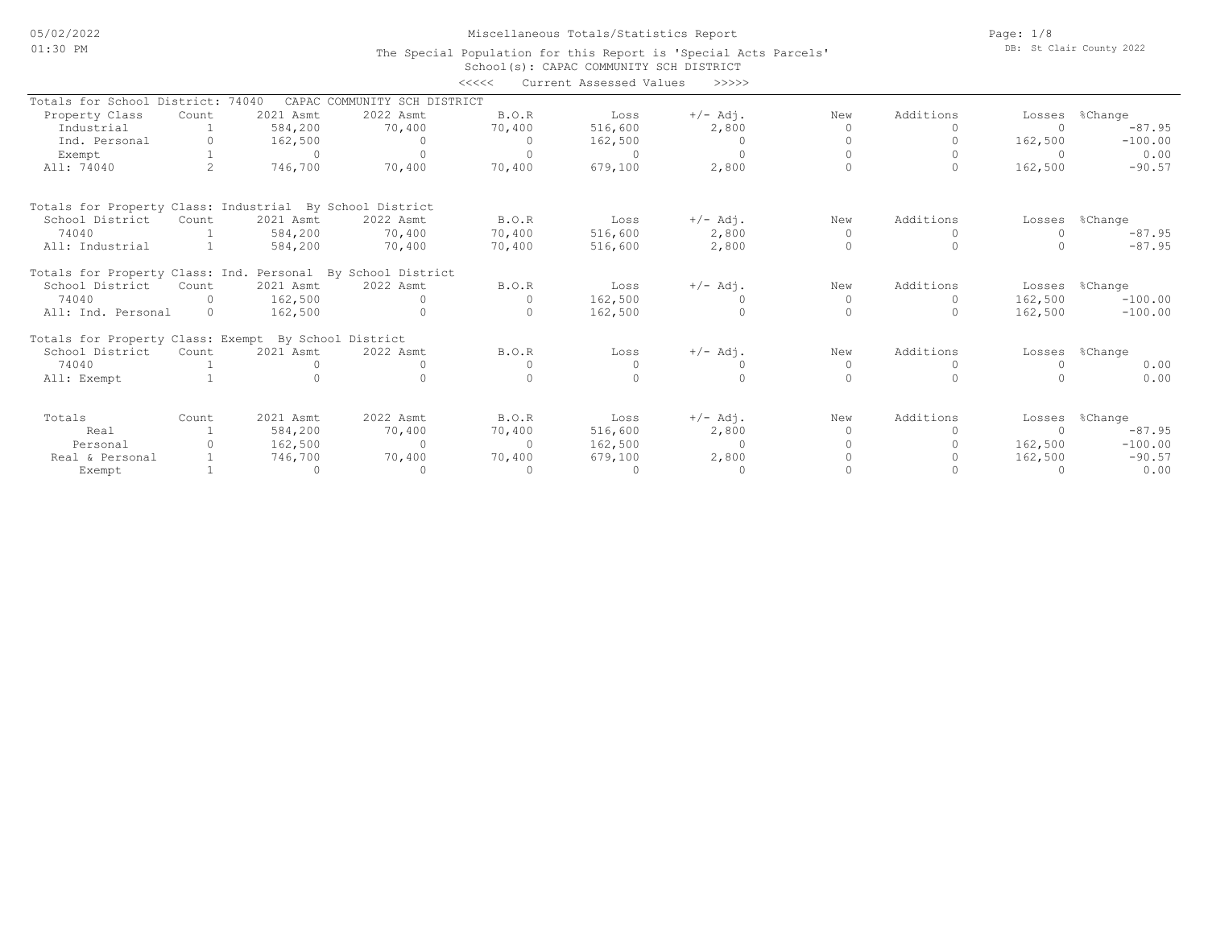# Miscellaneous Totals/Statistics Report

The Special Population for this Report is 'Special Acts Parcels'

School(s): CAPAC COMMUNITY SCH DISTRICT

<<<<< Current Assessed Values >>>>>

Totals for School District: 74040 CAPAC COMMUNITY SCH DISTRICT

| Property Class | Count | 2021 Asmt | 2022 Asmt | B.O.R | Loss | +/- Adj. | New | Additions | Losses | %Change |
|---|---|---|---|---|---|---|---|---|---|---|
| Industrial | 1 | 584,200 | 70,400 | 70,400 | 516,600 | 2,800 | 0 | 0 | 0 | -87.95 |
| Ind. Personal | 0 | 162,500 | 0 | 0 | 162,500 | 0 | 0 | 0 | 162,500 | -100.00 |
| Exempt | 1 | 0 | 0 | 0 | 0 | 0 | 0 | 0 | 0 | 0.00 |
| All: 74040 | 2 | 746,700 | 70,400 | 70,400 | 679,100 | 2,800 | 0 | 0 | 162,500 | -90.57 |

Totals for Property Class: Industrial By School District

| School District | Count | 2021 Asmt | 2022 Asmt | B.O.R | Loss | +/- Adj. | New | Additions | Losses | %Change |
|---|---|---|---|---|---|---|---|---|---|---|
| 74040 | 1 | 584,200 | 70,400 | 70,400 | 516,600 | 2,800 | 0 | 0 | 0 | -87.95 |
| All: Industrial | 1 | 584,200 | 70,400 | 70,400 | 516,600 | 2,800 | 0 | 0 | 0 | -87.95 |

Totals for Property Class: Ind. Personal By School District

| School District | Count | 2021 Asmt | 2022 Asmt | B.O.R | Loss | +/- Adj. | New | Additions | Losses | %Change |
|---|---|---|---|---|---|---|---|---|---|---|
| 74040 | 0 | 162,500 | 0 | 0 | 162,500 | 0 | 0 | 0 | 162,500 | -100.00 |
| All: Ind. Personal | 0 | 162,500 | 0 | 0 | 162,500 | 0 | 0 | 0 | 162,500 | -100.00 |

Totals for Property Class: Exempt By School District

| School District | Count | 2021 Asmt | 2022 Asmt | B.O.R | Loss | +/- Adj. | New | Additions | Losses | %Change |
|---|---|---|---|---|---|---|---|---|---|---|
| 74040 | 1 | 0 | 0 | 0 | 0 | 0 | 0 | 0 | 0 | 0.00 |
| All: Exempt | 1 | 0 | 0 | 0 | 0 | 0 | 0 | 0 | 0 | 0.00 |

| Totals | Count | 2021 Asmt | 2022 Asmt | B.O.R | Loss | +/- Adj. | New | Additions | Losses | %Change |
|---|---|---|---|---|---|---|---|---|---|---|
| Real | 1 | 584,200 | 70,400 | 70,400 | 516,600 | 2,800 | 0 | 0 | 0 | -87.95 |
| Personal | 0 | 162,500 | 0 | 0 | 162,500 | 0 | 0 | 0 | 162,500 | -100.00 |
| Real & Personal | 1 | 746,700 | 70,400 | 70,400 | 679,100 | 2,800 | 0 | 0 | 162,500 | -90.57 |
| Exempt | 1 | 0 | 0 | 0 | 0 | 0 | 0 | 0 | 0 | 0.00 |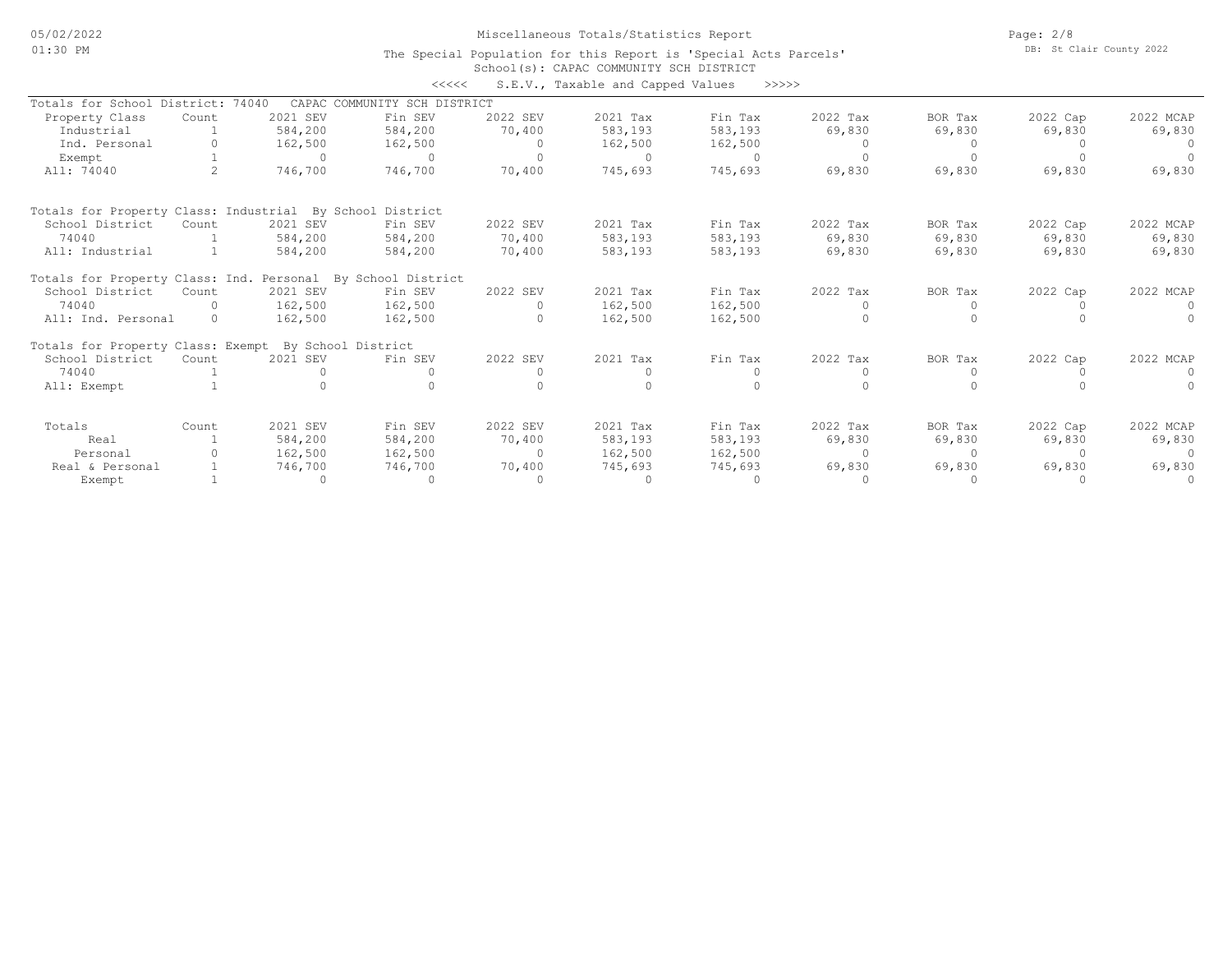Miscellaneous Totals/Statistics Report

The Special Population for this Report is 'Special Acts Parcels'

School(s): CAPAC COMMUNITY SCH DISTRICT

<<<<< S.E.V., Taxable and Capped Values >>>>>

Totals for School District: 74040 CAPAC COMMUNITY SCH DISTRICT

| Property Class | Count | 2021 SEV | Fin SEV | 2022 SEV | 2021 Tax | Fin Tax | 2022 Tax | BOR Tax | 2022 Cap | 2022 MCAP |
|---|---|---|---|---|---|---|---|---|---|---|
| Industrial | 1 | 584,200 | 584,200 | 70,400 | 583,193 | 583,193 | 69,830 | 69,830 | 69,830 | 69,830 |
| Ind. Personal | 0 | 162,500 | 162,500 | 0 | 162,500 | 162,500 | 0 | 0 | 0 | 0 |
| Exempt | 1 | 0 | 0 | 0 | 0 | 0 | 0 | 0 | 0 | 0 |
| All: 74040 | 2 | 746,700 | 746,700 | 70,400 | 745,693 | 745,693 | 69,830 | 69,830 | 69,830 | 69,830 |

Totals for Property Class: Industrial By School District

| School District | Count | 2021 SEV | Fin SEV | 2022 SEV | 2021 Tax | Fin Tax | 2022 Tax | BOR Tax | 2022 Cap | 2022 MCAP |
|---|---|---|---|---|---|---|---|---|---|---|
| 74040 | 1 | 584,200 | 584,200 | 70,400 | 583,193 | 583,193 | 69,830 | 69,830 | 69,830 | 69,830 |
| All: Industrial | 1 | 584,200 | 584,200 | 70,400 | 583,193 | 583,193 | 69,830 | 69,830 | 69,830 | 69,830 |

Totals for Property Class: Ind. Personal By School District

| School District | Count | 2021 SEV | Fin SEV | 2022 SEV | 2021 Tax | Fin Tax | 2022 Tax | BOR Tax | 2022 Cap | 2022 MCAP |
|---|---|---|---|---|---|---|---|---|---|---|
| 74040 | 0 | 162,500 | 162,500 | 0 | 162,500 | 162,500 | 0 | 0 | 0 | 0 |
| All: Ind. Personal | 0 | 162,500 | 162,500 | 0 | 162,500 | 162,500 | 0 | 0 | 0 | 0 |

Totals for Property Class: Exempt By School District

| School District | Count | 2021 SEV | Fin SEV | 2022 SEV | 2021 Tax | Fin Tax | 2022 Tax | BOR Tax | 2022 Cap | 2022 MCAP |
|---|---|---|---|---|---|---|---|---|---|---|
| 74040 | 1 | 0 | 0 | 0 | 0 | 0 | 0 | 0 | 0 | 0 |
| All: Exempt | 1 | 0 | 0 | 0 | 0 | 0 | 0 | 0 | 0 | 0 |

| Totals | Count | 2021 SEV | Fin SEV | 2022 SEV | 2021 Tax | Fin Tax | 2022 Tax | BOR Tax | 2022 Cap | 2022 MCAP |
|---|---|---|---|---|---|---|---|---|---|---|
| Real | 1 | 584,200 | 584,200 | 70,400 | 583,193 | 583,193 | 69,830 | 69,830 | 69,830 | 69,830 |
| Personal | 0 | 162,500 | 162,500 | 0 | 162,500 | 162,500 | 0 | 0 | 0 | 0 |
| Real & Personal | 1 | 746,700 | 746,700 | 70,400 | 745,693 | 745,693 | 69,830 | 69,830 | 69,830 | 69,830 |
| Exempt | 1 | 0 | 0 | 0 | 0 | 0 | 0 | 0 | 0 | 0 |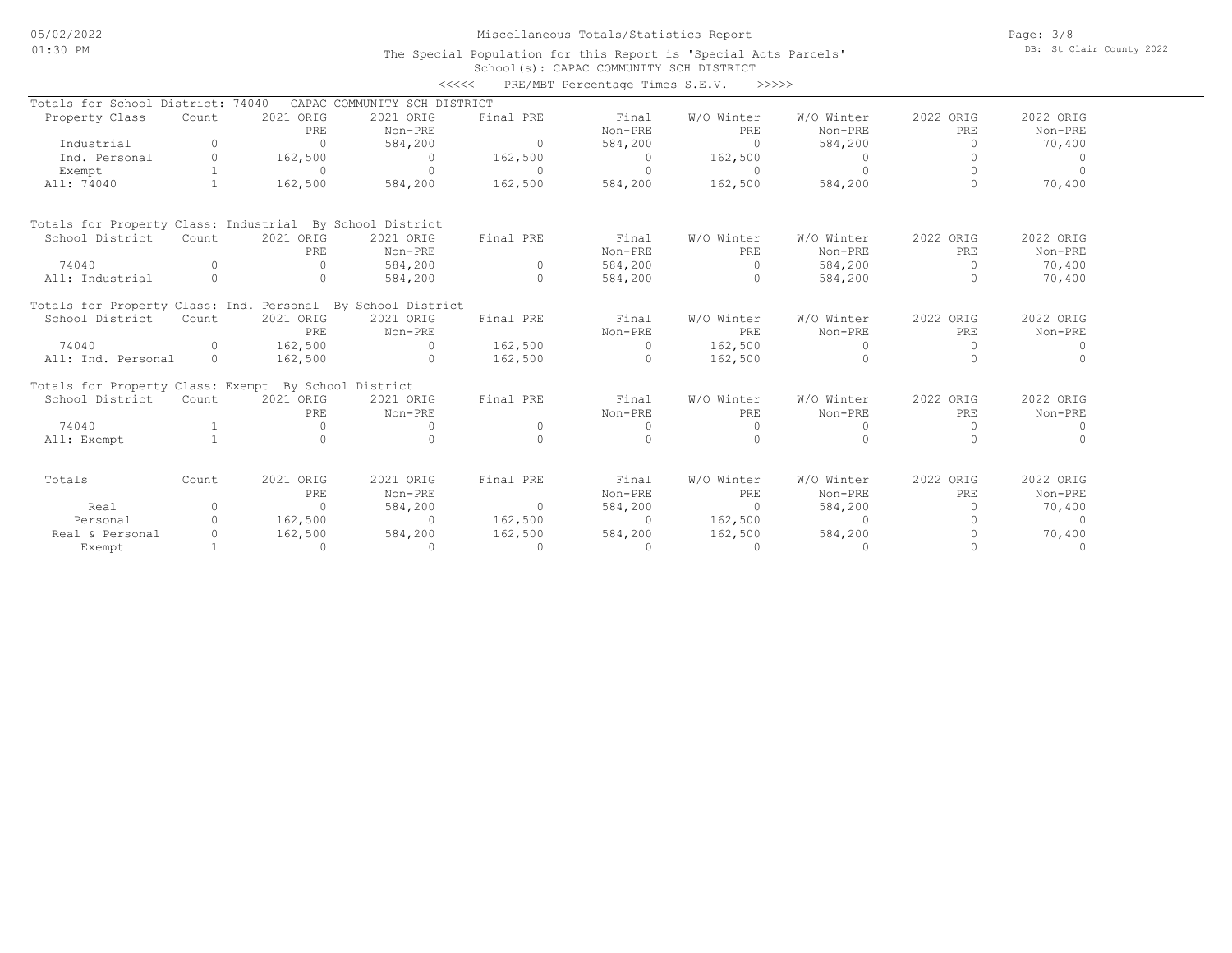# Miscellaneous Totals/Statistics Report

The Special Population for this Report is 'Special Acts Parcels'

School(s): CAPAC COMMUNITY SCH DISTRICT

<<<<< PRE/MBT Percentage Times S.E.V. >>>>>

## Totals for School District: 74040 CAPAC COMMUNITY SCH DISTRICT

| Property Class | Count | 2021 ORIG PRE | 2021 ORIG Non-PRE | Final PRE | Final Non-PRE | W/O Winter PRE | W/O Winter Non-PRE | 2022 ORIG PRE | 2022 ORIG Non-PRE |
|---|---|---|---|---|---|---|---|---|---|
| Industrial | 0 | 0 | 584,200 | 0 | 584,200 | 0 | 584,200 | 0 | 70,400 |
| Ind. Personal | 0 | 162,500 | 0 | 162,500 | 0 | 162,500 | 0 | 0 | 0 |
| Exempt | 1 | 0 | 0 | 0 | 0 | 0 | 0 | 0 | 0 |
| All: 74040 | 1 | 162,500 | 584,200 | 162,500 | 584,200 | 162,500 | 584,200 | 0 | 70,400 |

## Totals for Property Class: Industrial By School District

| School District | Count | 2021 ORIG PRE | 2021 ORIG Non-PRE | Final PRE | Final Non-PRE | W/O Winter PRE | W/O Winter Non-PRE | 2022 ORIG PRE | 2022 ORIG Non-PRE |
|---|---|---|---|---|---|---|---|---|---|
| 74040 | 0 | 0 | 584,200 | 0 | 584,200 | 0 | 584,200 | 0 | 70,400 |
| All: Industrial | 0 | 0 | 584,200 | 0 | 584,200 | 0 | 584,200 | 0 | 70,400 |

## Totals for Property Class: Ind. Personal By School District

| School District | Count | 2021 ORIG PRE | 2021 ORIG Non-PRE | Final PRE | Final Non-PRE | W/O Winter PRE | W/O Winter Non-PRE | 2022 ORIG PRE | 2022 ORIG Non-PRE |
|---|---|---|---|---|---|---|---|---|---|
| 74040 | 0 | 162,500 | 0 | 162,500 | 0 | 162,500 | 0 | 0 | 0 |
| All: Ind. Personal | 0 | 162,500 | 0 | 162,500 | 0 | 162,500 | 0 | 0 | 0 |

## Totals for Property Class: Exempt By School District

| School District | Count | 2021 ORIG PRE | 2021 ORIG Non-PRE | Final PRE | Final Non-PRE | W/O Winter PRE | W/O Winter Non-PRE | 2022 ORIG PRE | 2022 ORIG Non-PRE |
|---|---|---|---|---|---|---|---|---|---|
| 74040 | 1 | 0 | 0 | 0 | 0 | 0 | 0 | 0 | 0 |
| All: Exempt | 1 | 0 | 0 | 0 | 0 | 0 | 0 | 0 | 0 |

## Totals

| Totals | Count | 2021 ORIG PRE | 2021 ORIG Non-PRE | Final PRE | Final Non-PRE | W/O Winter PRE | W/O Winter Non-PRE | 2022 ORIG PRE | 2022 ORIG Non-PRE |
|---|---|---|---|---|---|---|---|---|---|
| Real | 0 | 0 | 584,200 | 0 | 584,200 | 0 | 584,200 | 0 | 70,400 |
| Personal | 0 | 162,500 | 0 | 162,500 | 0 | 162,500 | 0 | 0 | 0 |
| Real & Personal | 0 | 162,500 | 584,200 | 162,500 | 584,200 | 162,500 | 584,200 | 0 | 70,400 |
| Exempt | 1 | 0 | 0 | 0 | 0 | 0 | 0 | 0 | 0 |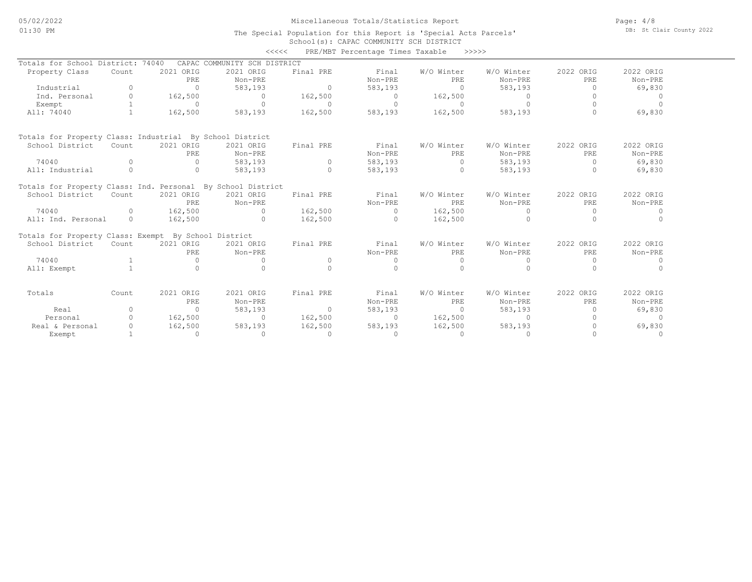# Miscellaneous Totals/Statistics Report

The Special Population for this Report is 'Special Acts Parcels'
School(s): CAPAC COMMUNITY SCH DISTRICT

<<<<< PRE/MBT Percentage Times Taxable >>>>>

**Totals for School District: 74040 CAPAC COMMUNITY SCH DISTRICT**

| Property Class | Count | 2021 ORIG PRE | 2021 ORIG Non-PRE | Final PRE | Final Non-PRE | W/O Winter PRE | W/O Winter Non-PRE | 2022 ORIG PRE | 2022 ORIG Non-PRE |
|---|---|---|---|---|---|---|---|---|---|
| Industrial | 0 | 0 | 583,193 | 0 | 583,193 | 0 | 583,193 | 0 | 69,830 |
| Ind. Personal | 0 | 162,500 | 0 | 162,500 | 0 | 162,500 | 0 | 0 | 0 |
| Exempt | 1 | 0 | 0 | 0 | 0 | 0 | 0 | 0 | 0 |
| All: 74040 | 1 | 162,500 | 583,193 | 162,500 | 583,193 | 162,500 | 583,193 | 0 | 69,830 |

**Totals for Property Class: Industrial By School District**

| School District | Count | 2021 ORIG PRE | 2021 ORIG Non-PRE | Final PRE | Final Non-PRE | W/O Winter PRE | W/O Winter Non-PRE | 2022 ORIG PRE | 2022 ORIG Non-PRE |
|---|---|---|---|---|---|---|---|---|---|
| 74040 | 0 | 0 | 583,193 | 0 | 583,193 | 0 | 583,193 | 0 | 69,830 |
| All: Industrial | 0 | 0 | 583,193 | 0 | 583,193 | 0 | 583,193 | 0 | 69,830 |

**Totals for Property Class: Ind. Personal By School District**

| School District | Count | 2021 ORIG PRE | 2021 ORIG Non-PRE | Final PRE | Final Non-PRE | W/O Winter PRE | W/O Winter Non-PRE | 2022 ORIG PRE | 2022 ORIG Non-PRE |
|---|---|---|---|---|---|---|---|---|---|
| 74040 | 0 | 162,500 | 0 | 162,500 | 0 | 162,500 | 0 | 0 | 0 |
| All: Ind. Personal | 0 | 162,500 | 0 | 162,500 | 0 | 162,500 | 0 | 0 | 0 |

**Totals for Property Class: Exempt By School District**

| School District | Count | 2021 ORIG PRE | 2021 ORIG Non-PRE | Final PRE | Final Non-PRE | W/O Winter PRE | W/O Winter Non-PRE | 2022 ORIG PRE | 2022 ORIG Non-PRE |
|---|---|---|---|---|---|---|---|---|---|
| 74040 | 1 | 0 | 0 | 0 | 0 | 0 | 0 | 0 | 0 |
| All: Exempt | 1 | 0 | 0 | 0 | 0 | 0 | 0 | 0 | 0 |

| Totals | Count | 2021 ORIG PRE | 2021 ORIG Non-PRE | Final PRE | Final Non-PRE | W/O Winter PRE | W/O Winter Non-PRE | 2022 ORIG PRE | 2022 ORIG Non-PRE |
|---|---|---|---|---|---|---|---|---|---|
| Real | 0 | 0 | 583,193 | 0 | 583,193 | 0 | 583,193 | 0 | 69,830 |
| Personal | 0 | 162,500 | 0 | 162,500 | 0 | 162,500 | 0 | 0 | 0 |
| Real & Personal | 0 | 162,500 | 583,193 | 162,500 | 583,193 | 162,500 | 583,193 | 0 | 69,830 |
| Exempt | 1 | 0 | 0 | 0 | 0 | 0 | 0 | 0 | 0 |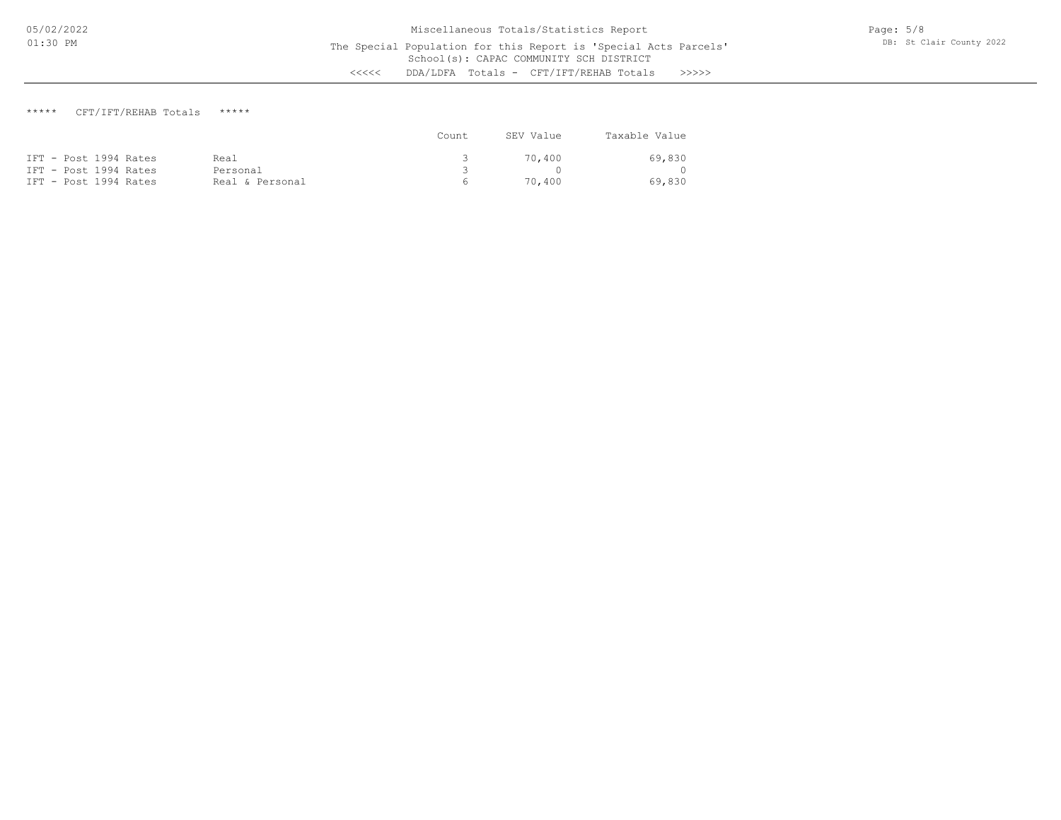Miscellaneous Totals/Statistics Report

The Special Population for this Report is 'Special Acts Parcels'

School(s): CAPAC COMMUNITY SCH DISTRICT

<<<<< DDA/LDFA Totals - CFT/IFT/REHAB Totals >>>>>

***** CFT/IFT/REHAB Totals *****

| | | Count | SEV Value | Taxable Value |
|---|---|---|---|---|
| IFT - Post 1994 Rates | Real | 3 | 70,400 | 69,830 |
| IFT - Post 1994 Rates | Personal | 3 | 0 | 0 |
| IFT - Post 1994 Rates | Real & Personal | 6 | 70,400 | 69,830 |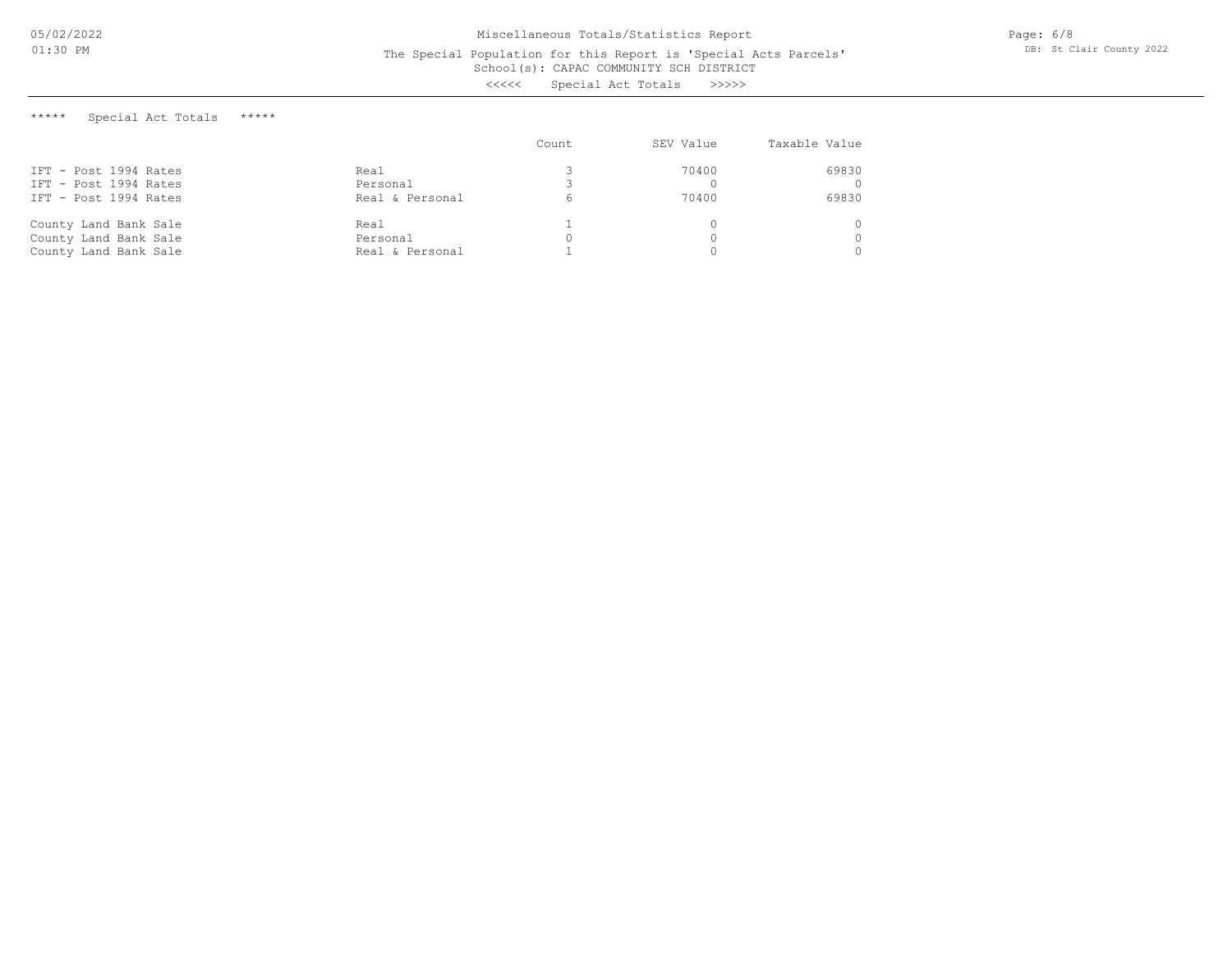# Miscellaneous Totals/Statistics Report

The Special Population for this Report is 'Special Acts Parcels'
School(s): CAPAC COMMUNITY SCH DISTRICT

<<<<< Special Act Totals >>>>>

## ***** Special Act Totals *****

| | | Count | SEV Value | Taxable Value |
|---|---|---|---|---|
| IFT - Post 1994 Rates | Real | 3 | 70400 | 69830 |
| IFT - Post 1994 Rates | Personal | 3 | 0 | 0 |
| IFT - Post 1994 Rates | Real & Personal | 6 | 70400 | 69830 |
| County Land Bank Sale | Real | 1 | 0 | 0 |
| County Land Bank Sale | Personal | 0 | 0 | 0 |
| County Land Bank Sale | Real & Personal | 1 | 0 | 0 |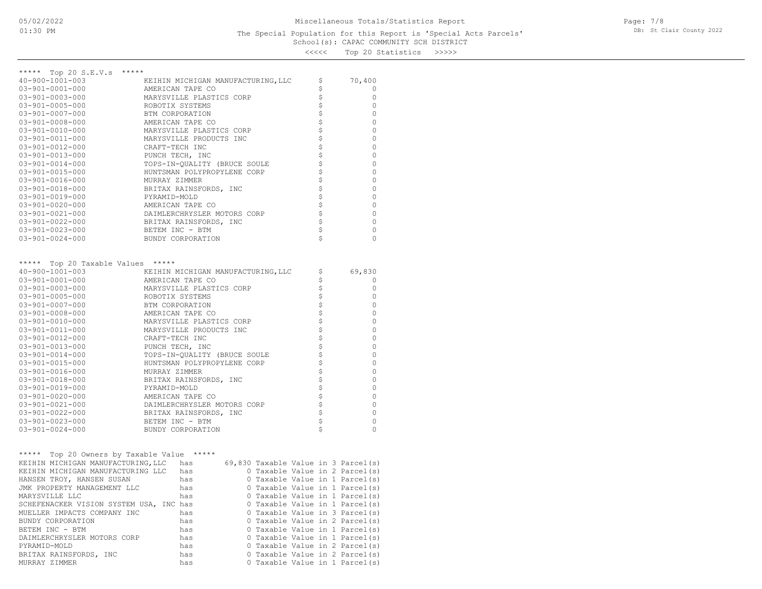# Miscellaneous Totals/Statistics Report

The Special Population for this Report is 'Special Acts Parcels'
School(s): CAPAC COMMUNITY SCH DISTRICT

<<<<< Top 20 Statistics >>>>>

## ***** Top 20 S.E.V.s *****

| Parcel | Owner | | Amount |
|---|---|---|---|
| 40-900-1001-003 | KEIHIN MICHIGAN MANUFACTURING,LLC | $ | 70,400 |
| 03-901-0001-000 | AMERICAN TAPE CO | $ | 0 |
| 03-901-0003-000 | MARYSVILLE PLASTICS CORP | $ | 0 |
| 03-901-0005-000 | ROBOTIX SYSTEMS | $ | 0 |
| 03-901-0007-000 | BTM CORPORATION | $ | 0 |
| 03-901-0008-000 | AMERICAN TAPE CO | $ | 0 |
| 03-901-0010-000 | MARYSVILLE PLASTICS CORP | $ | 0 |
| 03-901-0011-000 | MARYSVILLE PRODUCTS INC | $ | 0 |
| 03-901-0012-000 | CRAFT-TECH INC | $ | 0 |
| 03-901-0013-000 | PUNCH TECH, INC | $ | 0 |
| 03-901-0014-000 | TOPS-IN-QUALITY (BRUCE SOULE | $ | 0 |
| 03-901-0015-000 | HUNTSMAN POLYPROPYLENE CORP | $ | 0 |
| 03-901-0016-000 | MURRAY ZIMMER | $ | 0 |
| 03-901-0018-000 | BRITAX RAINSFORDS, INC | $ | 0 |
| 03-901-0019-000 | PYRAMID-MOLD | $ | 0 |
| 03-901-0020-000 | AMERICAN TAPE CO | $ | 0 |
| 03-901-0021-000 | DAIMLERCHRYSLER MOTORS CORP | $ | 0 |
| 03-901-0022-000 | BRITAX RAINSFORDS, INC | $ | 0 |
| 03-901-0023-000 | BETEM INC - BTM | $ | 0 |
| 03-901-0024-000 | BUNDY CORPORATION | $ | 0 |

## ***** Top 20 Taxable Values *****

| Parcel | Owner | | Amount |
|---|---|---|---|
| 40-900-1001-003 | KEIHIN MICHIGAN MANUFACTURING,LLC | $ | 69,830 |
| 03-901-0001-000 | AMERICAN TAPE CO | $ | 0 |
| 03-901-0003-000 | MARYSVILLE PLASTICS CORP | $ | 0 |
| 03-901-0005-000 | ROBOTIX SYSTEMS | $ | 0 |
| 03-901-0007-000 | BTM CORPORATION | $ | 0 |
| 03-901-0008-000 | AMERICAN TAPE CO | $ | 0 |
| 03-901-0010-000 | MARYSVILLE PLASTICS CORP | $ | 0 |
| 03-901-0011-000 | MARYSVILLE PRODUCTS INC | $ | 0 |
| 03-901-0012-000 | CRAFT-TECH INC | $ | 0 |
| 03-901-0013-000 | PUNCH TECH, INC | $ | 0 |
| 03-901-0014-000 | TOPS-IN-QUALITY (BRUCE SOULE | $ | 0 |
| 03-901-0015-000 | HUNTSMAN POLYPROPYLENE CORP | $ | 0 |
| 03-901-0016-000 | MURRAY ZIMMER | $ | 0 |
| 03-901-0018-000 | BRITAX RAINSFORDS, INC | $ | 0 |
| 03-901-0019-000 | PYRAMID-MOLD | $ | 0 |
| 03-901-0020-000 | AMERICAN TAPE CO | $ | 0 |
| 03-901-0021-000 | DAIMLERCHRYSLER MOTORS CORP | $ | 0 |
| 03-901-0022-000 | BRITAX RAINSFORDS, INC | $ | 0 |
| 03-901-0023-000 | BETEM INC - BTM | $ | 0 |
| 03-901-0024-000 | BUNDY CORPORATION | $ | 0 |

## ***** Top 20 Owners by Taxable Value *****

| Owner | | Taxable Value | Parcels |
|---|---|---|---|
| KEIHIN MICHIGAN MANUFACTURING,LLC | has | 69,830 Taxable Value | in 3 Parcel(s) |
| KEIHIN MICHIGAN MANUFACTURING LLC | has | 0 Taxable Value | in 2 Parcel(s) |
| HANSEN TROY, HANSEN SUSAN | has | 0 Taxable Value | in 1 Parcel(s) |
| JMK PROPERTY MANAGEMENT LLC | has | 0 Taxable Value | in 1 Parcel(s) |
| MARYSVILLE LLC | has | 0 Taxable Value | in 1 Parcel(s) |
| SCHEFENACKER VISION SYSTEM USA, INC | has | 0 Taxable Value | in 1 Parcel(s) |
| MUELLER IMPACTS COMPANY INC | has | 0 Taxable Value | in 3 Parcel(s) |
| BUNDY CORPORATION | has | 0 Taxable Value | in 2 Parcel(s) |
| BETEM INC - BTM | has | 0 Taxable Value | in 1 Parcel(s) |
| DAIMLERCHRYSLER MOTORS CORP | has | 0 Taxable Value | in 1 Parcel(s) |
| PYRAMID-MOLD | has | 0 Taxable Value | in 2 Parcel(s) |
| BRITAX RAINSFORDS, INC | has | 0 Taxable Value | in 2 Parcel(s) |
| MURRAY ZIMMER | has | 0 Taxable Value | in 1 Parcel(s) |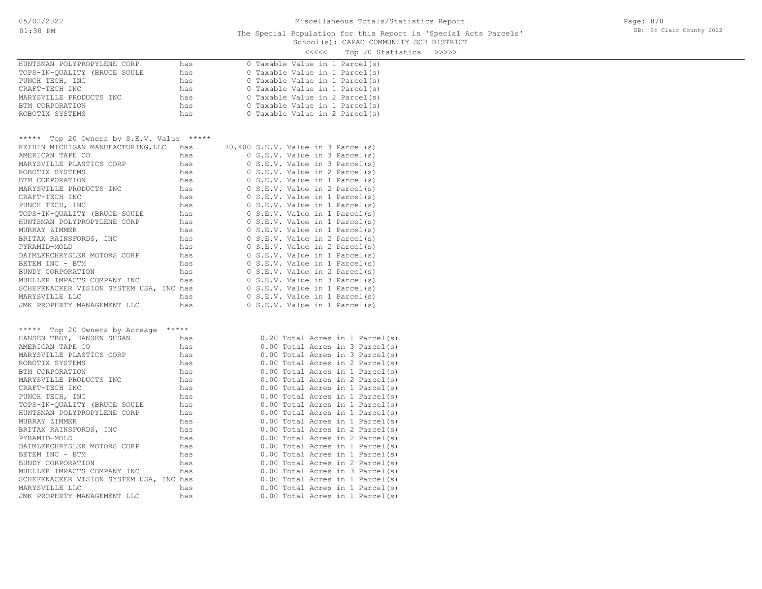| | | |
|---|---|---|
| HUNTSMAN POLYPROPYLENE CORP | has | 0 Taxable Value in 1 Parcel(s) |
| TOPS-IN-QUALITY (BRUCE SOULE | has | 0 Taxable Value in 1 Parcel(s) |
| PUNCH TECH, INC | has | 0 Taxable Value in 1 Parcel(s) |
| CRAFT-TECH INC | has | 0 Taxable Value in 1 Parcel(s) |
| MARYSVILLE PRODUCTS INC | has | 0 Taxable Value in 2 Parcel(s) |
| BTM CORPORATION | has | 0 Taxable Value in 1 Parcel(s) |
| ROBOTIX SYSTEMS | has | 0 Taxable Value in 2 Parcel(s) |

***** Top 20 Owners by S.E.V. Value *****

| | | |
|---|---|---|
| KEIHIN MICHIGAN MANUFACTURING,LLC | has | 70,400 S.E.V. Value in 3 Parcel(s) |
| AMERICAN TAPE CO | has | 0 S.E.V. Value in 3 Parcel(s) |
| MARYSVILLE PLASTICS CORP | has | 0 S.E.V. Value in 3 Parcel(s) |
| ROBOTIX SYSTEMS | has | 0 S.E.V. Value in 2 Parcel(s) |
| BTM CORPORATION | has | 0 S.E.V. Value in 1 Parcel(s) |
| MARYSVILLE PRODUCTS INC | has | 0 S.E.V. Value in 2 Parcel(s) |
| CRAFT-TECH INC | has | 0 S.E.V. Value in 1 Parcel(s) |
| PUNCH TECH, INC | has | 0 S.E.V. Value in 1 Parcel(s) |
| TOPS-IN-QUALITY (BRUCE SOULE | has | 0 S.E.V. Value in 1 Parcel(s) |
| HUNTSMAN POLYPROPYLENE CORP | has | 0 S.E.V. Value in 1 Parcel(s) |
| MURRAY ZIMMER | has | 0 S.E.V. Value in 1 Parcel(s) |
| BRITAX RAINSFORDS, INC | has | 0 S.E.V. Value in 2 Parcel(s) |
| PYRAMID-MOLD | has | 0 S.E.V. Value in 2 Parcel(s) |
| DAIMLERCHRYSLER MOTORS CORP | has | 0 S.E.V. Value in 1 Parcel(s) |
| BETEM INC - BTM | has | 0 S.E.V. Value in 1 Parcel(s) |
| BUNDY CORPORATION | has | 0 S.E.V. Value in 2 Parcel(s) |
| MUELLER IMPACTS COMPANY INC | has | 0 S.E.V. Value in 3 Parcel(s) |
| SCHEFENACKER VISION SYSTEM USA, INC | has | 0 S.E.V. Value in 1 Parcel(s) |
| MARYSVILLE LLC | has | 0 S.E.V. Value in 1 Parcel(s) |
| JMK PROPERTY MANAGEMENT LLC | has | 0 S.E.V. Value in 1 Parcel(s) |

***** Top 20 Owners by Acreage *****

| | | |
|---|---|---|
| HANSEN TROY, HANSEN SUSAN | has | 0.20 Total Acres in 1 Parcel(s) |
| AMERICAN TAPE CO | has | 0.00 Total Acres in 3 Parcel(s) |
| MARYSVILLE PLASTICS CORP | has | 0.00 Total Acres in 3 Parcel(s) |
| ROBOTIX SYSTEMS | has | 0.00 Total Acres in 2 Parcel(s) |
| BTM CORPORATION | has | 0.00 Total Acres in 1 Parcel(s) |
| MARYSVILLE PRODUCTS INC | has | 0.00 Total Acres in 2 Parcel(s) |
| CRAFT-TECH INC | has | 0.00 Total Acres in 1 Parcel(s) |
| PUNCH TECH, INC | has | 0.00 Total Acres in 1 Parcel(s) |
| TOPS-IN-QUALITY (BRUCE SOULE | has | 0.00 Total Acres in 1 Parcel(s) |
| HUNTSMAN POLYPROPYLENE CORP | has | 0.00 Total Acres in 1 Parcel(s) |
| MURRAY ZIMMER | has | 0.00 Total Acres in 1 Parcel(s) |
| BRITAX RAINSFORDS, INC | has | 0.00 Total Acres in 2 Parcel(s) |
| PYRAMID-MOLD | has | 0.00 Total Acres in 2 Parcel(s) |
| DAIMLERCHRYSLER MOTORS CORP | has | 0.00 Total Acres in 1 Parcel(s) |
| BETEM INC - BTM | has | 0.00 Total Acres in 1 Parcel(s) |
| BUNDY CORPORATION | has | 0.00 Total Acres in 2 Parcel(s) |
| MUELLER IMPACTS COMPANY INC | has | 0.00 Total Acres in 3 Parcel(s) |
| SCHEFENACKER VISION SYSTEM USA, INC | has | 0.00 Total Acres in 1 Parcel(s) |
| MARYSVILLE LLC | has | 0.00 Total Acres in 1 Parcel(s) |
| JMK PROPERTY MANAGEMENT LLC | has | 0.00 Total Acres in 1 Parcel(s) |